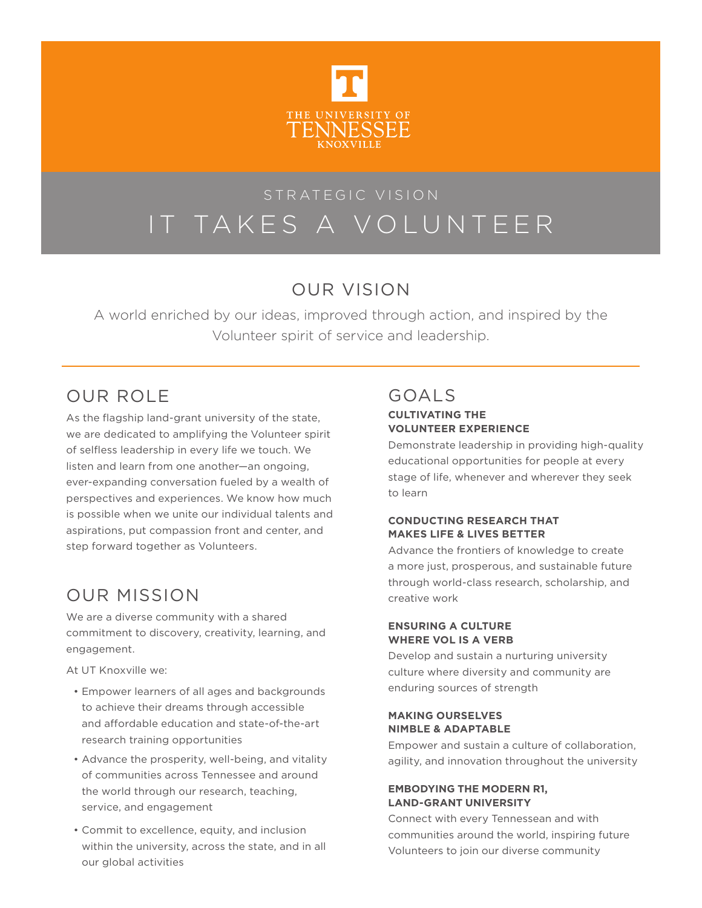THE UNIVERSITY OF TENNESSEE KNOXVILLE

STRATEGIC VISION

# IT TAKES A VOLUNTEER

## OUR VISION

A world enriched by our ideas, improved through action, and inspired by the Volunteer spirit of service and leadership.

## OUR ROLE

As the flagship land-grant university of the state, we are dedicated to amplifying the Volunteer spirit of selfless leadership in every life we touch. We listen and learn from one another—an ongoing, ever-expanding conversation fueled by a wealth of perspectives and experiences. We know how much is possible when we unite our individual talents and aspirations, put compassion front and center, and step forward together as Volunteers.

## OUR MISSION

We are a diverse community with a shared commitment to discovery, creativity, learning, and engagement.

At UT Knoxville we:

- Empower learners of all ages and backgrounds to achieve their dreams through accessible and affordable education and state-of-the-art research training opportunities
- Advance the prosperity, well-being, and vitality of communities across Tennessee and around the world through our research, teaching, service, and engagement
- Commit to excellence, equity, and inclusion within the university, across the state, and in all our global activities

## GOALS

**CULTIVATING THE VOLUNTEER EXPERIENCE**

Demonstrate leadership in providing high-quality educational opportunities for people at every stage of life, whenever and wherever they seek to learn

**CONDUCTING RESEARCH THAT MAKES LIFE & LIVES BETTER**

Advance the frontiers of knowledge to create a more just, prosperous, and sustainable future through world-class research, scholarship, and creative work

**ENSURING A CULTURE WHERE VOL IS A VERB**

Develop and sustain a nurturing university culture where diversity and community are enduring sources of strength

**MAKING OURSELVES NIMBLE & ADAPTABLE**

Empower and sustain a culture of collaboration, agility, and innovation throughout the university

**EMBODYING THE MODERN R1, LAND-GRANT UNIVERSITY**

Connect with every Tennessean and with communities around the world, inspiring future Volunteers to join our diverse community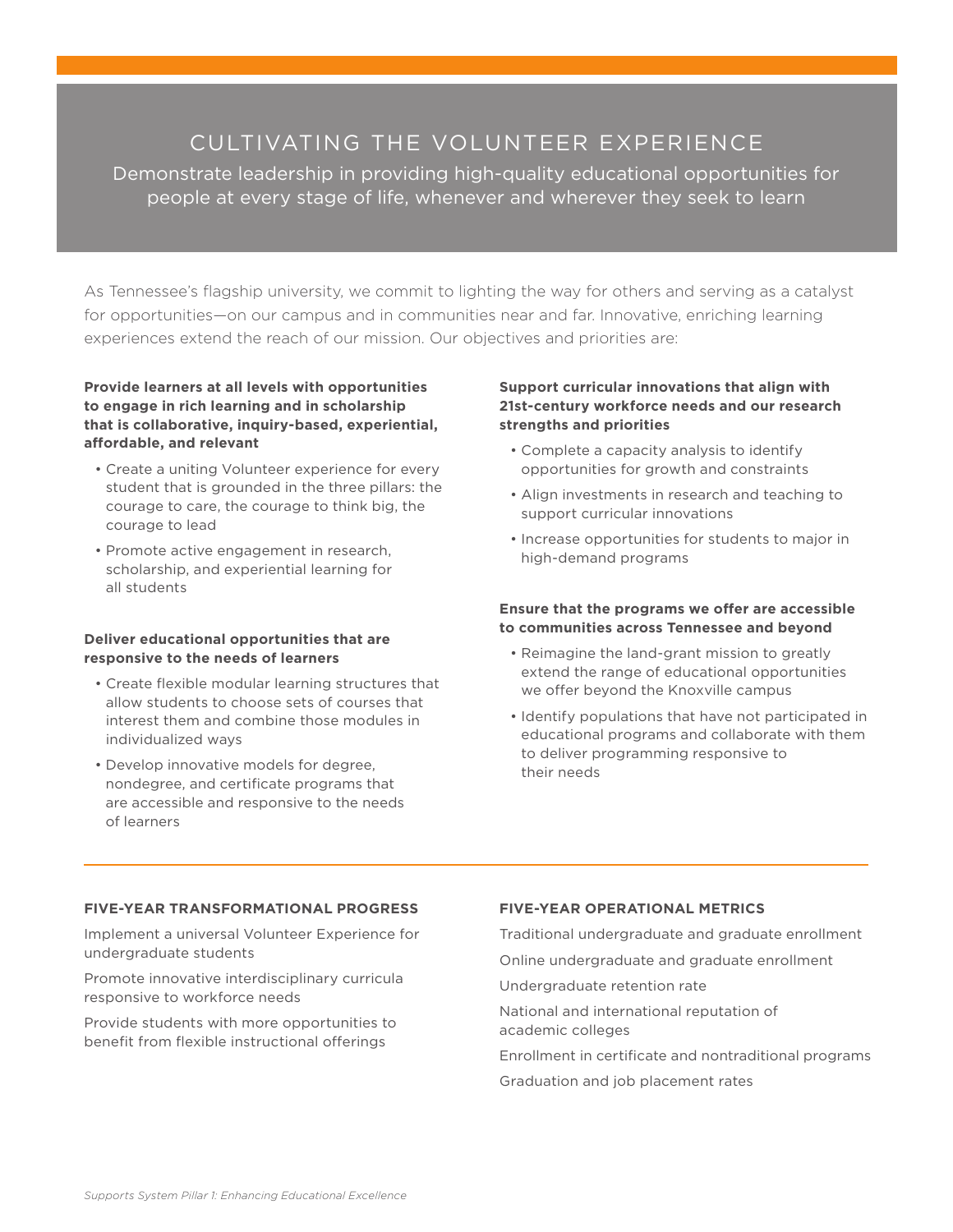# CULTIVATING THE VOLUNTEER EXPERIENCE

Demonstrate leadership in providing high-quality educational opportunities for people at every stage of life, whenever and wherever they seek to learn

As Tennessee's flagship university, we commit to lighting the way for others and serving as a catalyst for opportunities—on our campus and in communities near and far. Innovative, enriching learning experiences extend the reach of our mission. Our objectives and priorities are:

**Provide learners at all levels with opportunities to engage in rich learning and in scholarship that is collaborative, inquiry-based, experiential, affordable, and relevant**

- Create a uniting Volunteer experience for every student that is grounded in the three pillars: the courage to care, the courage to think big, the courage to lead
- Promote active engagement in research, scholarship, and experiential learning for all students

**Deliver educational opportunities that are responsive to the needs of learners**

- Create flexible modular learning structures that allow students to choose sets of courses that interest them and combine those modules in individualized ways
- Develop innovative models for degree, nondegree, and certificate programs that are accessible and responsive to the needs of learners

**Support curricular innovations that align with 21st-century workforce needs and our research strengths and priorities**

- Complete a capacity analysis to identify opportunities for growth and constraints
- Align investments in research and teaching to support curricular innovations
- Increase opportunities for students to major in high-demand programs

**Ensure that the programs we offer are accessible to communities across Tennessee and beyond**

- Reimagine the land-grant mission to greatly extend the range of educational opportunities we offer beyond the Knoxville campus
- Identify populations that have not participated in educational programs and collaborate with them to deliver programming responsive to their needs

---

**FIVE-YEAR TRANSFORMATIONAL PROGRESS**

Implement a universal Volunteer Experience for undergraduate students

Promote innovative interdisciplinary curricula responsive to workforce needs

Provide students with more opportunities to benefit from flexible instructional offerings

**FIVE-YEAR OPERATIONAL METRICS**

Traditional undergraduate and graduate enrollment

Online undergraduate and graduate enrollment

Undergraduate retention rate

National and international reputation of academic colleges

Enrollment in certificate and nontraditional programs

Graduation and job placement rates

*Supports System Pillar 1: Enhancing Educational Excellence*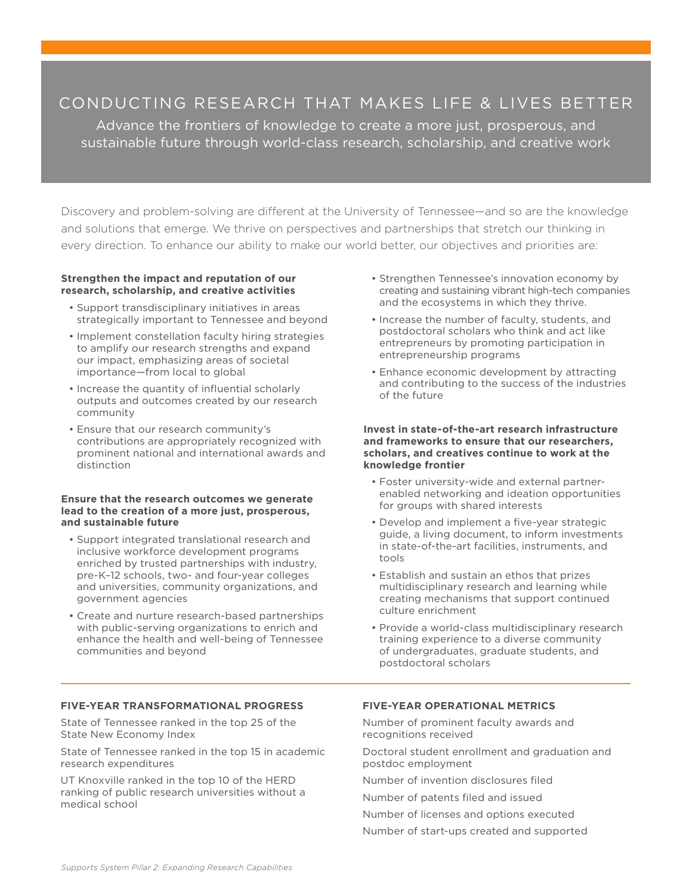# CONDUCTING RESEARCH THAT MAKES LIFE & LIVES BETTER

Advance the frontiers of knowledge to create a more just, prosperous, and sustainable future through world-class research, scholarship, and creative work

Discovery and problem-solving are different at the University of Tennessee—and so are the knowledge and solutions that emerge. We thrive on perspectives and partnerships that stretch our thinking in every direction. To enhance our ability to make our world better, our objectives and priorities are:

**Strengthen the impact and reputation of our research, scholarship, and creative activities**

- Support transdisciplinary initiatives in areas strategically important to Tennessee and beyond
- Implement constellation faculty hiring strategies to amplify our research strengths and expand our impact, emphasizing areas of societal importance—from local to global
- Increase the quantity of influential scholarly outputs and outcomes created by our research community
- Ensure that our research community's contributions are appropriately recognized with prominent national and international awards and distinction

**Ensure that the research outcomes we generate lead to the creation of a more just, prosperous, and sustainable future**

- Support integrated translational research and inclusive workforce development programs enriched by trusted partnerships with industry, pre-K–12 schools, two- and four-year colleges and universities, community organizations, and government agencies
- Create and nurture research-based partnerships with public-serving organizations to enrich and enhance the health and well-being of Tennessee communities and beyond
- Strengthen Tennessee's innovation economy by creating and sustaining vibrant high-tech companies and the ecosystems in which they thrive.
- Increase the number of faculty, students, and postdoctoral scholars who think and act like entrepreneurs by promoting participation in entrepreneurship programs
- Enhance economic development by attracting and contributing to the success of the industries of the future

**Invest in state-of-the-art research infrastructure and frameworks to ensure that our researchers, scholars, and creatives continue to work at the knowledge frontier**

- Foster university-wide and external partner-enabled networking and ideation opportunities for groups with shared interests
- Develop and implement a five-year strategic guide, a living document, to inform investments in state-of-the-art facilities, instruments, and tools
- Establish and sustain an ethos that prizes multidisciplinary research and learning while creating mechanisms that support continued culture enrichment
- Provide a world-class multidisciplinary research training experience to a diverse community of undergraduates, graduate students, and postdoctoral scholars

## FIVE-YEAR TRANSFORMATIONAL PROGRESS

State of Tennessee ranked in the top 25 of the State New Economy Index

State of Tennessee ranked in the top 15 in academic research expenditures

UT Knoxville ranked in the top 10 of the HERD ranking of public research universities without a medical school

## FIVE-YEAR OPERATIONAL METRICS

Number of prominent faculty awards and recognitions received

Doctoral student enrollment and graduation and postdoc employment

Number of invention disclosures filed

Number of patents filed and issued

Number of licenses and options executed

Number of start-ups created and supported

*Supports System Pillar 2: Expanding Research Capabilities*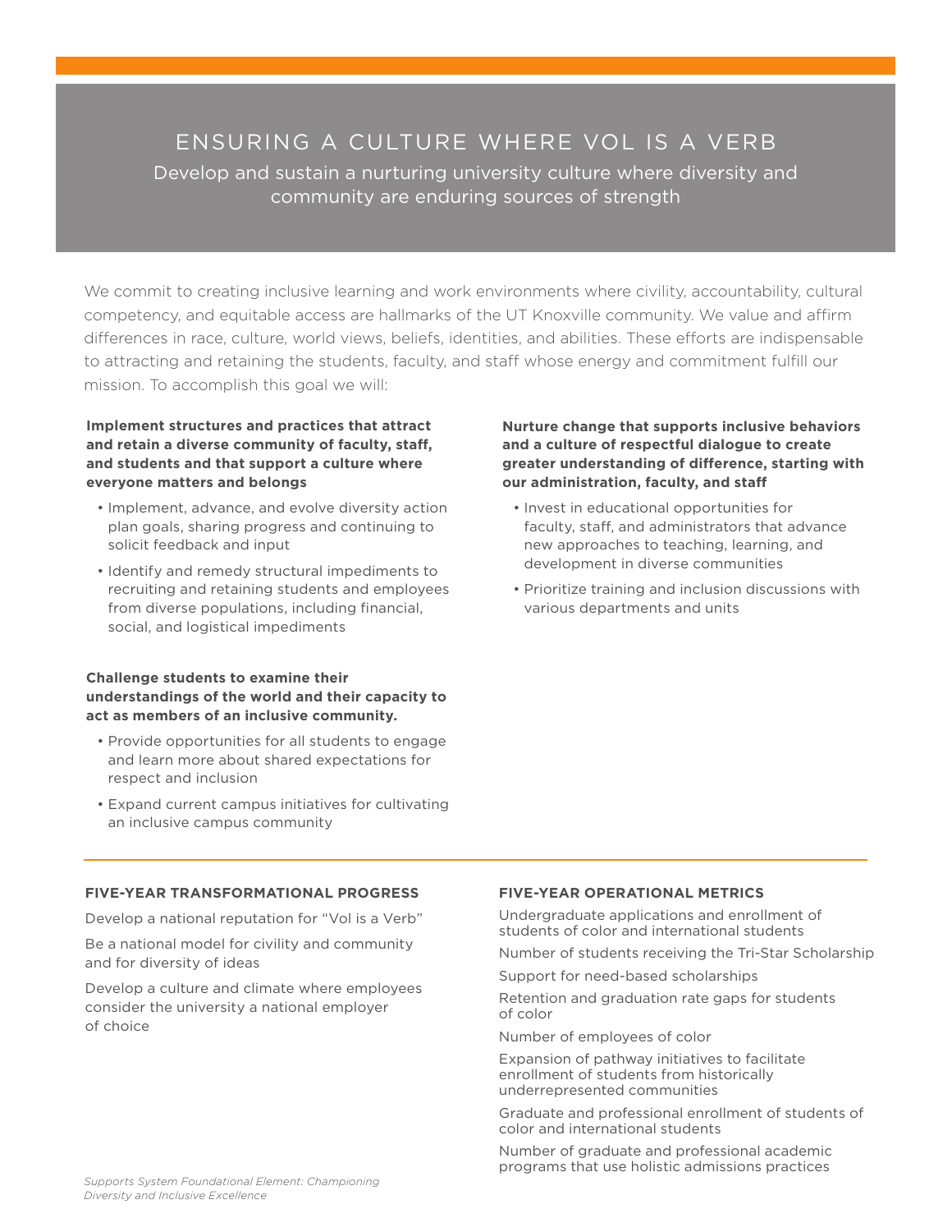# ENSURING A CULTURE WHERE VOL IS A VERB

Develop and sustain a nurturing university culture where diversity and community are enduring sources of strength

We commit to creating inclusive learning and work environments where civility, accountability, cultural competency, and equitable access are hallmarks of the UT Knoxville community. We value and affirm differences in race, culture, world views, beliefs, identities, and abilities. These efforts are indispensable to attracting and retaining the students, faculty, and staff whose energy and commitment fulfill our mission. To accomplish this goal we will:

**Implement structures and practices that attract and retain a diverse community of faculty, staff, and students and that support a culture where everyone matters and belongs**

- Implement, advance, and evolve diversity action plan goals, sharing progress and continuing to solicit feedback and input
- Identify and remedy structural impediments to recruiting and retaining students and employees from diverse populations, including financial, social, and logistical impediments

**Challenge students to examine their understandings of the world and their capacity to act as members of an inclusive community.**

- Provide opportunities for all students to engage and learn more about shared expectations for respect and inclusion
- Expand current campus initiatives for cultivating an inclusive campus community

**Nurture change that supports inclusive behaviors and a culture of respectful dialogue to create greater understanding of difference, starting with our administration, faculty, and staff**

- Invest in educational opportunities for faculty, staff, and administrators that advance new approaches to teaching, learning, and development in diverse communities
- Prioritize training and inclusion discussions with various departments and units

### FIVE-YEAR TRANSFORMATIONAL PROGRESS

Develop a national reputation for "Vol is a Verb"

Be a national model for civility and community and for diversity of ideas

Develop a culture and climate where employees consider the university a national employer of choice

### FIVE-YEAR OPERATIONAL METRICS

Undergraduate applications and enrollment of students of color and international students

Number of students receiving the Tri-Star Scholarship

Support for need-based scholarships

Retention and graduation rate gaps for students of color

Number of employees of color

Expansion of pathway initiatives to facilitate enrollment of students from historically underrepresented communities

Graduate and professional enrollment of students of color and international students

Number of graduate and professional academic programs that use holistic admissions practices

*Supports System Foundational Element: Championing Diversity and Inclusive Excellence*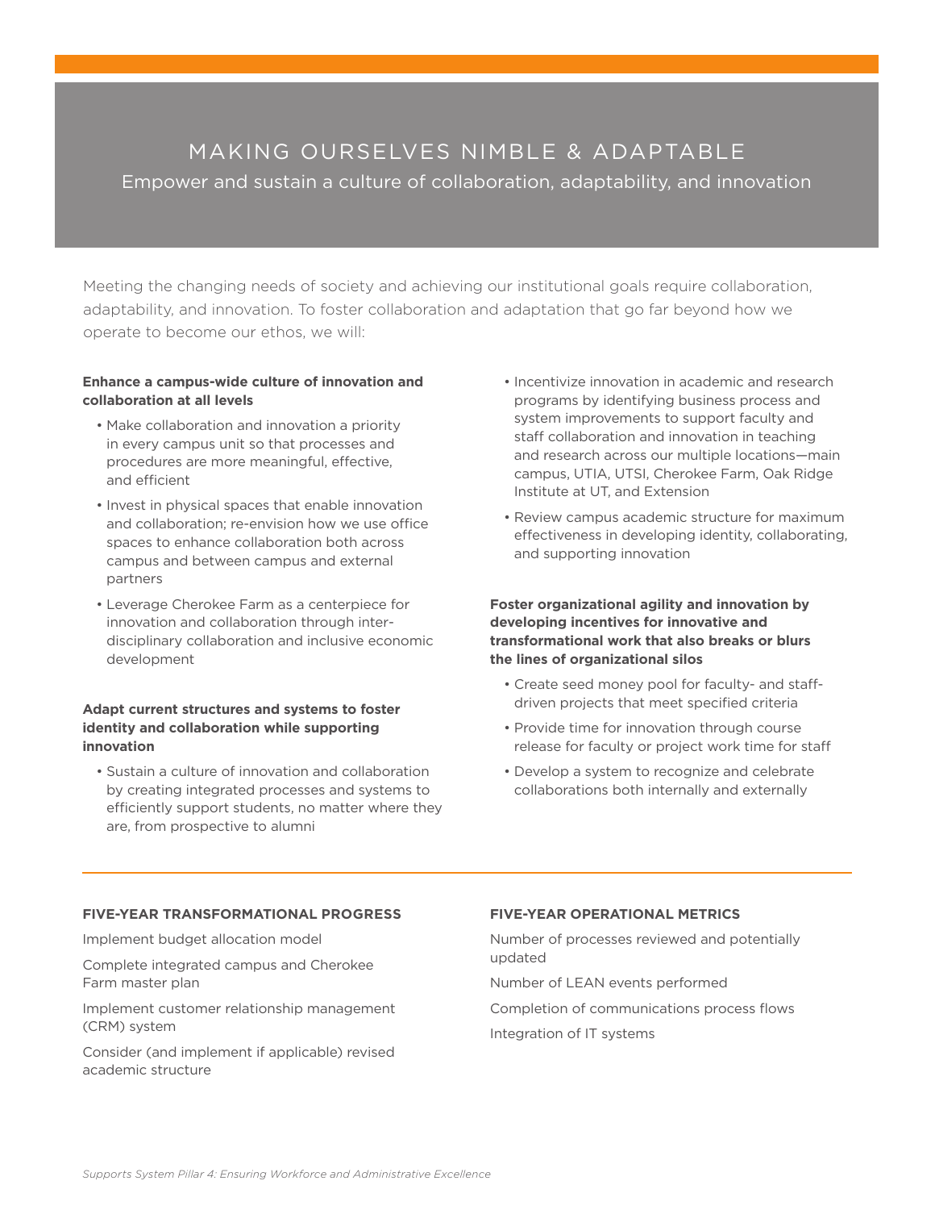# MAKING OURSELVES NIMBLE & ADAPTABLE

## Empower and sustain a culture of collaboration, adaptability, and innovation

Meeting the changing needs of society and achieving our institutional goals require collaboration, adaptability, and innovation. To foster collaboration and adaptation that go far beyond how we operate to become our ethos, we will:

**Enhance a campus-wide culture of innovation and collaboration at all levels**

- Make collaboration and innovation a priority in every campus unit so that processes and procedures are more meaningful, effective, and efficient
- Invest in physical spaces that enable innovation and collaboration; re-envision how we use office spaces to enhance collaboration both across campus and between campus and external partners
- Leverage Cherokee Farm as a centerpiece for innovation and collaboration through inter-disciplinary collaboration and inclusive economic development

**Adapt current structures and systems to foster identity and collaboration while supporting innovation**

- Sustain a culture of innovation and collaboration by creating integrated processes and systems to efficiently support students, no matter where they are, from prospective to alumni
- Incentivize innovation in academic and research programs by identifying business process and system improvements to support faculty and staff collaboration and innovation in teaching and research across our multiple locations—main campus, UTIA, UTSI, Cherokee Farm, Oak Ridge Institute at UT, and Extension
- Review campus academic structure for maximum effectiveness in developing identity, collaborating, and supporting innovation

**Foster organizational agility and innovation by developing incentives for innovative and transformational work that also breaks or blurs the lines of organizational silos**

- Create seed money pool for faculty- and staff-driven projects that meet specified criteria
- Provide time for innovation through course release for faculty or project work time for staff
- Develop a system to recognize and celebrate collaborations both internally and externally

---

**FIVE-YEAR TRANSFORMATIONAL PROGRESS**

Implement budget allocation model

Complete integrated campus and Cherokee Farm master plan

Implement customer relationship management (CRM) system

Consider (and implement if applicable) revised academic structure

**FIVE-YEAR OPERATIONAL METRICS**

Number of processes reviewed and potentially updated

Number of LEAN events performed

Completion of communications process flows

Integration of IT systems

*Supports System Pillar 4: Ensuring Workforce and Administrative Excellence*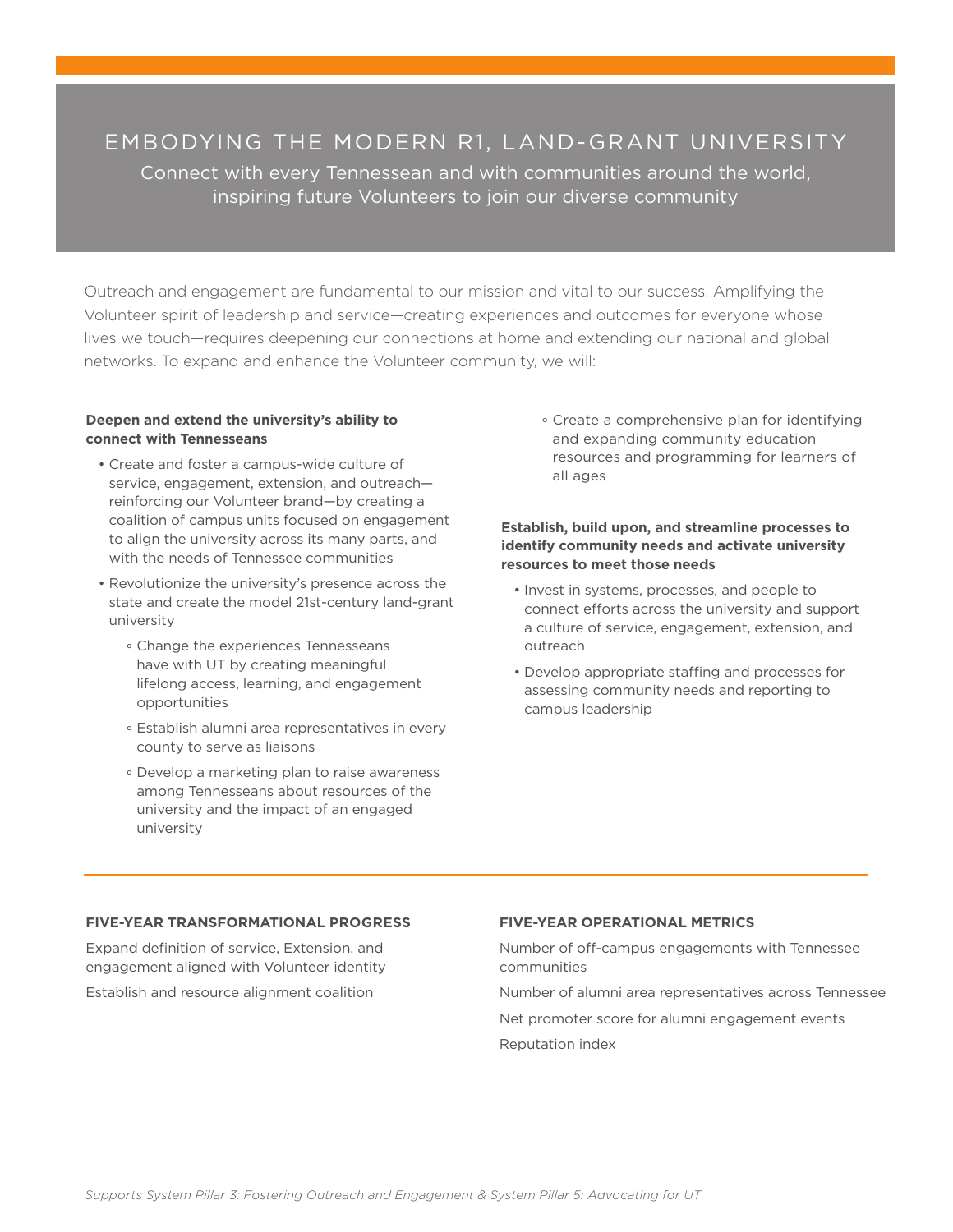# EMBODYING THE MODERN R1, LAND-GRANT UNIVERSITY

Connect with every Tennessean and with communities around the world, inspiring future Volunteers to join our diverse community

Outreach and engagement are fundamental to our mission and vital to our success. Amplifying the Volunteer spirit of leadership and service—creating experiences and outcomes for everyone whose lives we touch—requires deepening our connections at home and extending our national and global networks. To expand and enhance the Volunteer community, we will:

**Deepen and extend the university's ability to connect with Tennesseans**

- Create and foster a campus-wide culture of service, engagement, extension, and outreach—reinforcing our Volunteer brand—by creating a coalition of campus units focused on engagement to align the university across its many parts, and with the needs of Tennessee communities
- Revolutionize the university's presence across the state and create the model 21st-century land-grant university
  - Change the experiences Tennesseans have with UT by creating meaningful lifelong access, learning, and engagement opportunities
  - Establish alumni area representatives in every county to serve as liaisons
  - Develop a marketing plan to raise awareness among Tennesseans about resources of the university and the impact of an engaged university
  - Create a comprehensive plan for identifying and expanding community education resources and programming for learners of all ages

**Establish, build upon, and streamline processes to identify community needs and activate university resources to meet those needs**

- Invest in systems, processes, and people to connect efforts across the university and support a culture of service, engagement, extension, and outreach
- Develop appropriate staffing and processes for assessing community needs and reporting to campus leadership

**FIVE-YEAR TRANSFORMATIONAL PROGRESS**

Expand definition of service, Extension, and engagement aligned with Volunteer identity

Establish and resource alignment coalition

**FIVE-YEAR OPERATIONAL METRICS**

Number of off-campus engagements with Tennessee communities

Number of alumni area representatives across Tennessee

Net promoter score for alumni engagement events

Reputation index

*Supports System Pillar 3: Fostering Outreach and Engagement & System Pillar 5: Advocating for UT*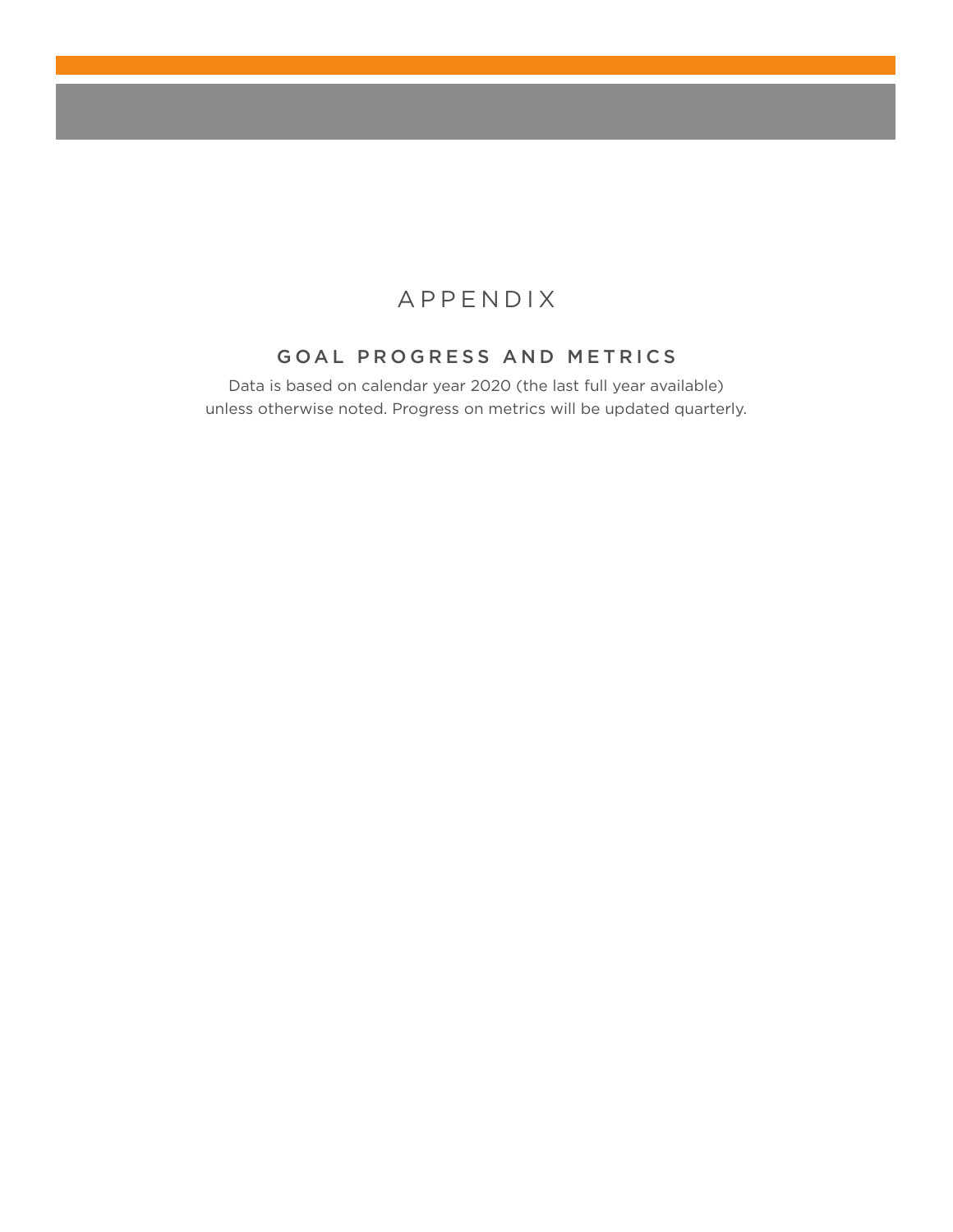# APPENDIX

## GOAL PROGRESS AND METRICS

Data is based on calendar year 2020 (the last full year available) unless otherwise noted. Progress on metrics will be updated quarterly.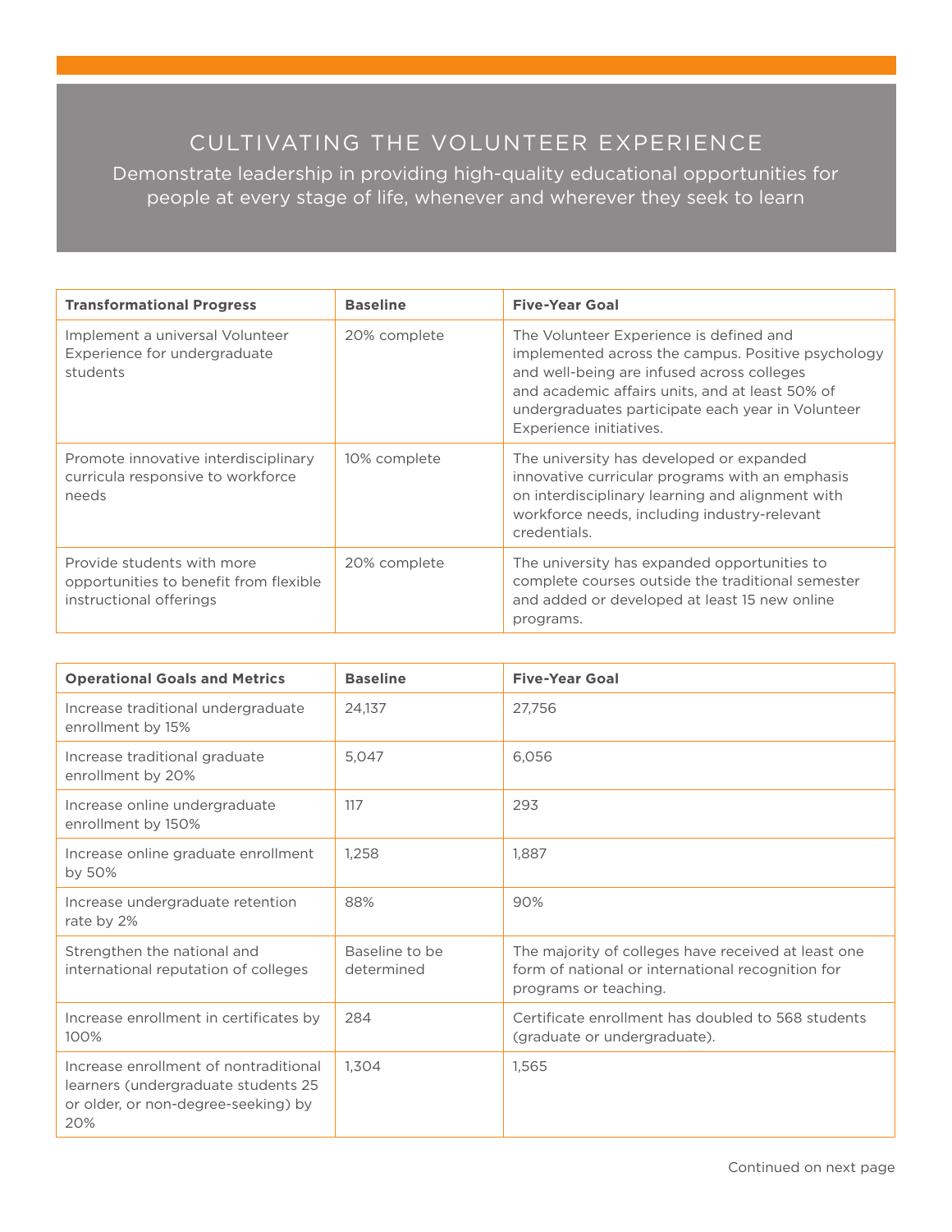# CULTIVATING THE VOLUNTEER EXPERIENCE

Demonstrate leadership in providing high-quality educational opportunities for people at every stage of life, whenever and wherever they seek to learn

| Transformational Progress | Baseline | Five-Year Goal |
|---|---|---|
| Implement a universal Volunteer Experience for undergraduate students | 20% complete | The Volunteer Experience is defined and implemented across the campus. Positive psychology and well-being are infused across colleges and academic affairs units, and at least 50% of undergraduates participate each year in Volunteer Experience initiatives. |
| Promote innovative interdisciplinary curricula responsive to workforce needs | 10% complete | The university has developed or expanded innovative curricular programs with an emphasis on interdisciplinary learning and alignment with workforce needs, including industry-relevant credentials. |
| Provide students with more opportunities to benefit from flexible instructional offerings | 20% complete | The university has expanded opportunities to complete courses outside the traditional semester and added or developed at least 15 new online programs. |

| Operational Goals and Metrics | Baseline | Five-Year Goal |
|---|---|---|
| Increase traditional undergraduate enrollment by 15% | 24,137 | 27,756 |
| Increase traditional graduate enrollment by 20% | 5,047 | 6,056 |
| Increase online undergraduate enrollment by 150% | 117 | 293 |
| Increase online graduate enrollment by 50% | 1,258 | 1,887 |
| Increase undergraduate retention rate by 2% | 88% | 90% |
| Strengthen the national and international reputation of colleges | Baseline to be determined | The majority of colleges have received at least one form of national or international recognition for programs or teaching. |
| Increase enrollment in certificates by 100% | 284 | Certificate enrollment has doubled to 568 students (graduate or undergraduate). |
| Increase enrollment of nontraditional learners (undergraduate students 25 or older, or non-degree-seeking) by 20% | 1,304 | 1,565 |

Continued on next page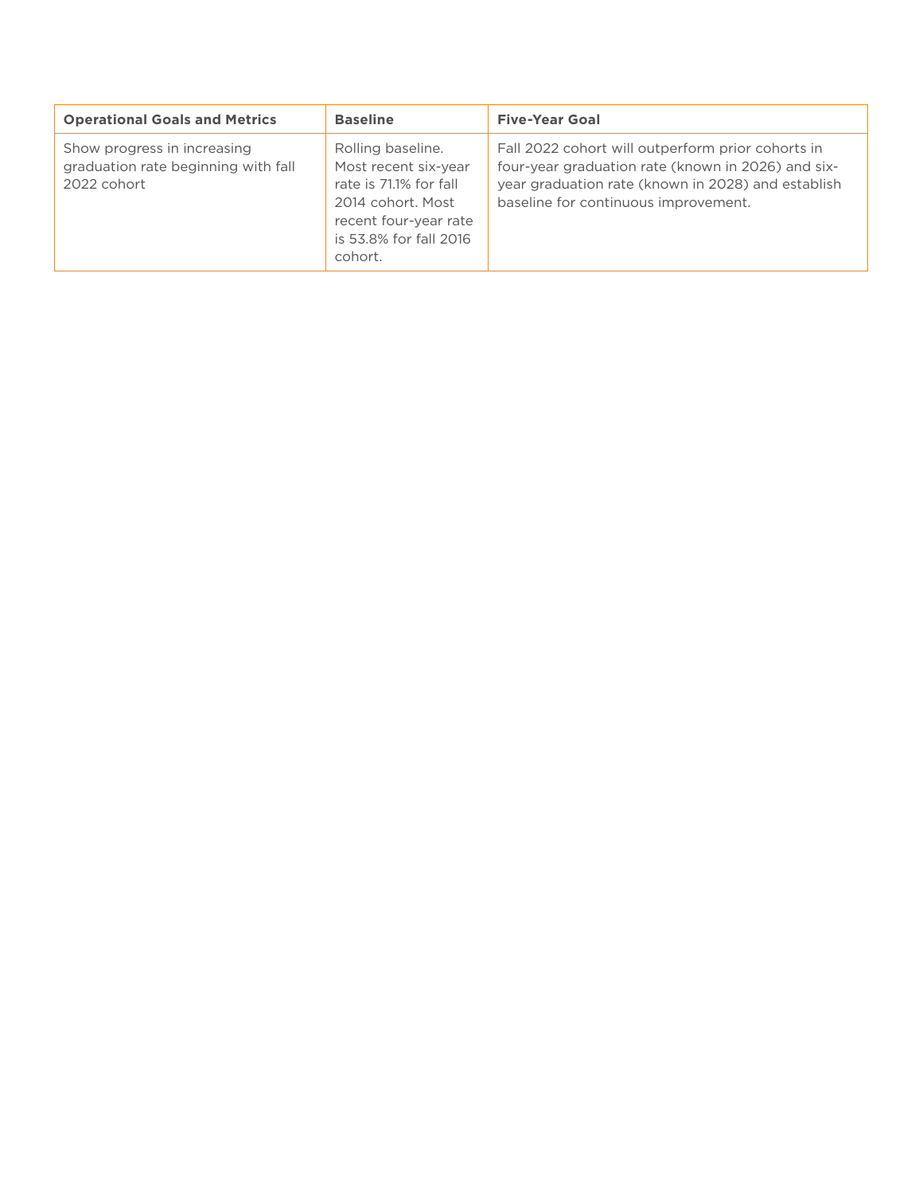| Operational Goals and Metrics | Baseline | Five-Year Goal |
|---|---|---|
| Show progress in increasing graduation rate beginning with fall 2022 cohort | Rolling baseline. Most recent six-year rate is 71.1% for fall 2014 cohort. Most recent four-year rate is 53.8% for fall 2016 cohort. | Fall 2022 cohort will outperform prior cohorts in four-year graduation rate (known in 2026) and six-year graduation rate (known in 2028) and establish baseline for continuous improvement. |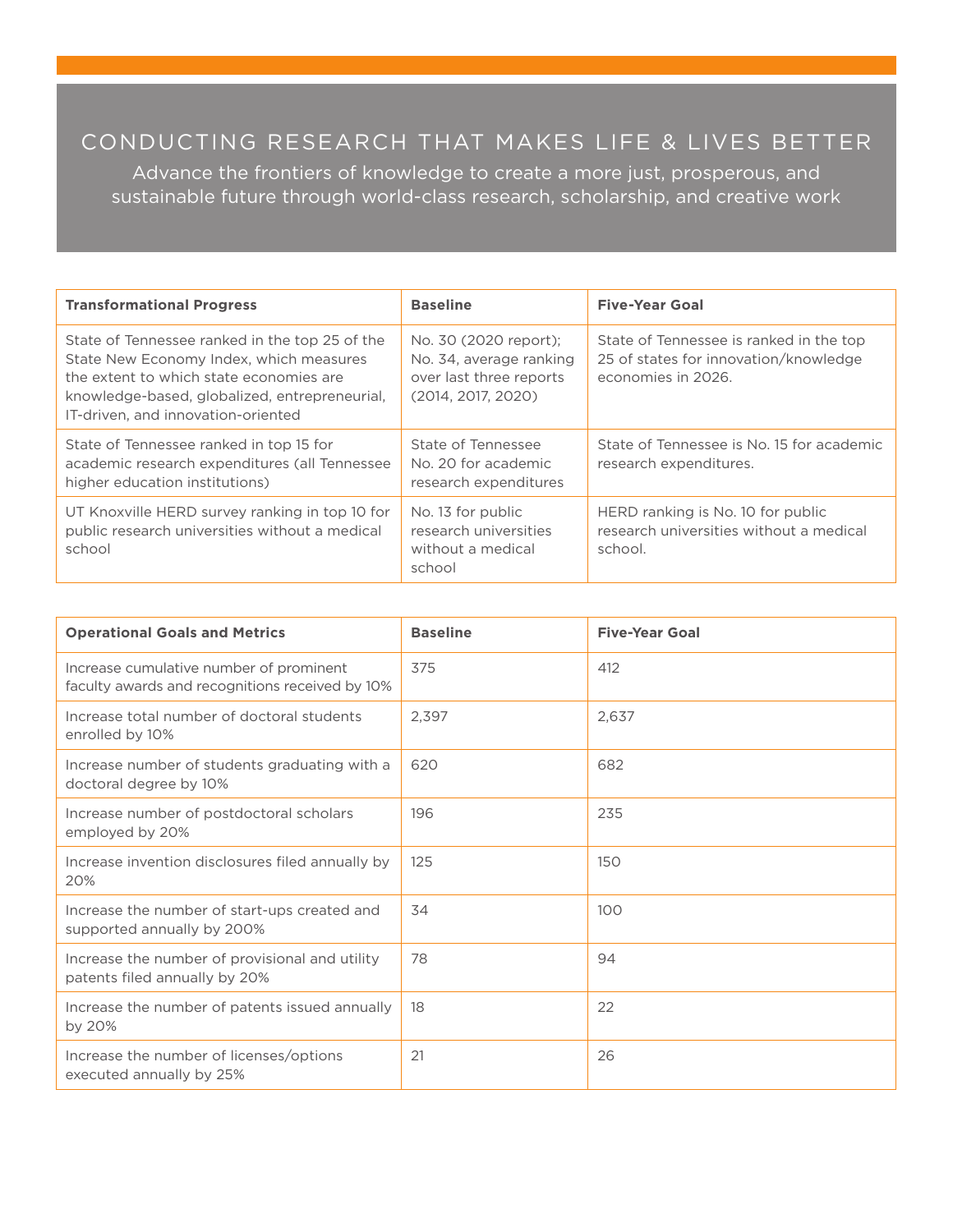# CONDUCTING RESEARCH THAT MAKES LIFE & LIVES BETTER

Advance the frontiers of knowledge to create a more just, prosperous, and sustainable future through world-class research, scholarship, and creative work

| **Transformational Progress** | **Baseline** | **Five-Year Goal** |
|---|---|---|
| State of Tennessee ranked in the top 25 of the State New Economy Index, which measures the extent to which state economies are knowledge-based, globalized, entrepreneurial, IT-driven, and innovation-oriented | No. 30 (2020 report); No. 34, average ranking over last three reports (2014, 2017, 2020) | State of Tennessee is ranked in the top 25 of states for innovation/knowledge economies in 2026. |
| State of Tennessee ranked in top 15 for academic research expenditures (all Tennessee higher education institutions) | State of Tennessee No. 20 for academic research expenditures | State of Tennessee is No. 15 for academic research expenditures. |
| UT Knoxville HERD survey ranking in top 10 for public research universities without a medical school | No. 13 for public research universities without a medical school | HERD ranking is No. 10 for public research universities without a medical school. |

| **Operational Goals and Metrics** | **Baseline** | **Five-Year Goal** |
|---|---|---|
| Increase cumulative number of prominent faculty awards and recognitions received by 10% | 375 | 412 |
| Increase total number of doctoral students enrolled by 10% | 2,397 | 2,637 |
| Increase number of students graduating with a doctoral degree by 10% | 620 | 682 |
| Increase number of postdoctoral scholars employed by 20% | 196 | 235 |
| Increase invention disclosures filed annually by 20% | 125 | 150 |
| Increase the number of start-ups created and supported annually by 200% | 34 | 100 |
| Increase the number of provisional and utility patents filed annually by 20% | 78 | 94 |
| Increase the number of patents issued annually by 20% | 18 | 22 |
| Increase the number of licenses/options executed annually by 25% | 21 | 26 |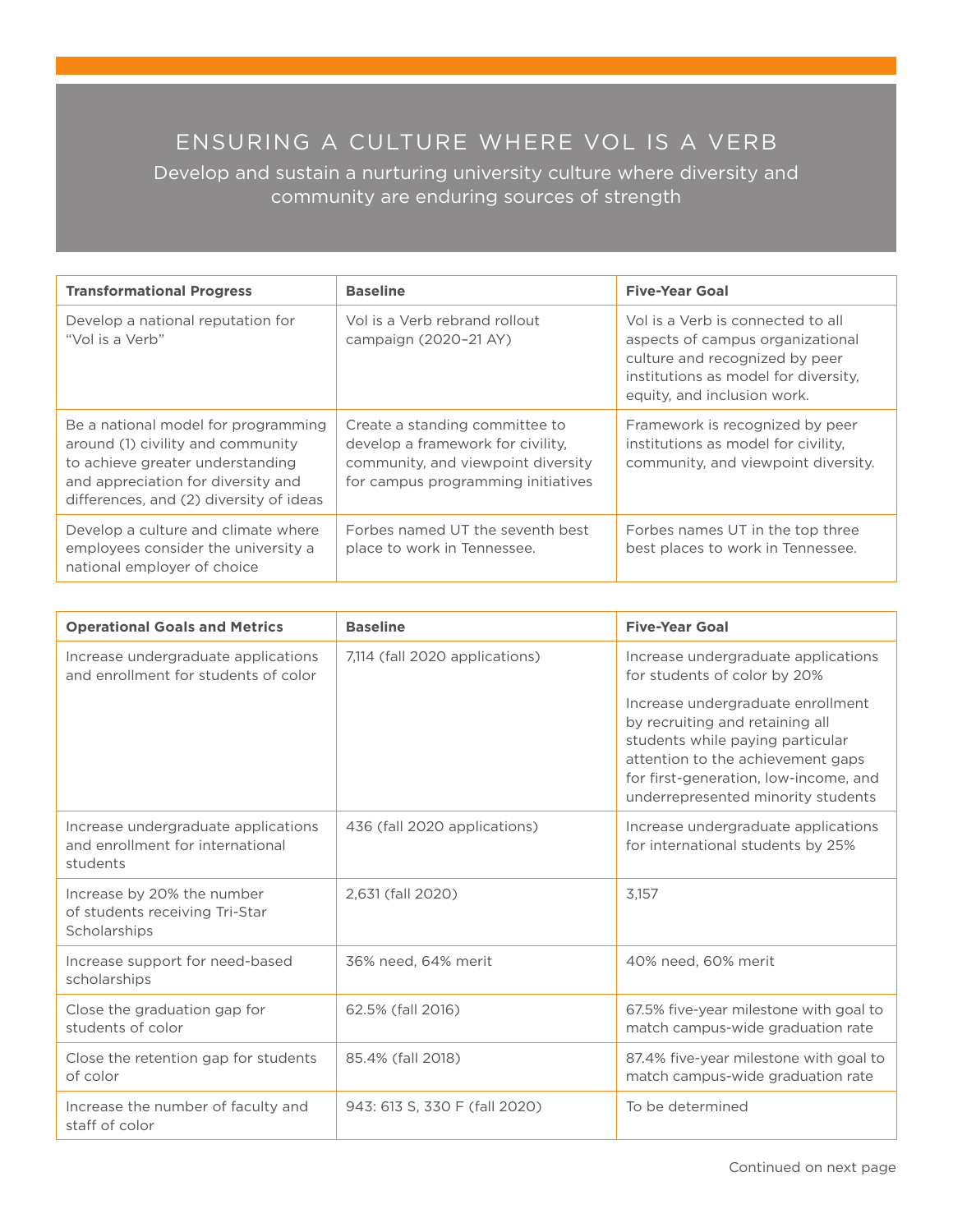# ENSURING A CULTURE WHERE VOL IS A VERB

Develop and sustain a nurturing university culture where diversity and community are enduring sources of strength

| Transformational Progress | Baseline | Five-Year Goal |
|---|---|---|
| Develop a national reputation for "Vol is a Verb" | Vol is a Verb rebrand rollout campaign (2020–21 AY) | Vol is a Verb is connected to all aspects of campus organizational culture and recognized by peer institutions as model for diversity, equity, and inclusion work. |
| Be a national model for programming around (1) civility and community to achieve greater understanding and appreciation for diversity and differences, and (2) diversity of ideas | Create a standing committee to develop a framework for civility, community, and viewpoint diversity for campus programming initiatives | Framework is recognized by peer institutions as model for civility, community, and viewpoint diversity. |
| Develop a culture and climate where employees consider the university a national employer of choice | Forbes named UT the seventh best place to work in Tennessee. | Forbes names UT in the top three best places to work in Tennessee. |

| Operational Goals and Metrics | Baseline | Five-Year Goal |
|---|---|---|
| Increase undergraduate applications and enrollment for students of color | 7,114 (fall 2020 applications) | Increase undergraduate applications for students of color by 20%<br><br>Increase undergraduate enrollment by recruiting and retaining all students while paying particular attention to the achievement gaps for first-generation, low-income, and underrepresented minority students |
| Increase undergraduate applications and enrollment for international students | 436 (fall 2020 applications) | Increase undergraduate applications for international students by 25% |
| Increase by 20% the number of students receiving Tri-Star Scholarships | 2,631 (fall 2020) | 3,157 |
| Increase support for need-based scholarships | 36% need, 64% merit | 40% need, 60% merit |
| Close the graduation gap for students of color | 62.5% (fall 2016) | 67.5% five-year milestone with goal to match campus-wide graduation rate |
| Close the retention gap for students of color | 85.4% (fall 2018) | 87.4% five-year milestone with goal to match campus-wide graduation rate |
| Increase the number of faculty and staff of color | 943: 613 S, 330 F (fall 2020) | To be determined |

Continued on next page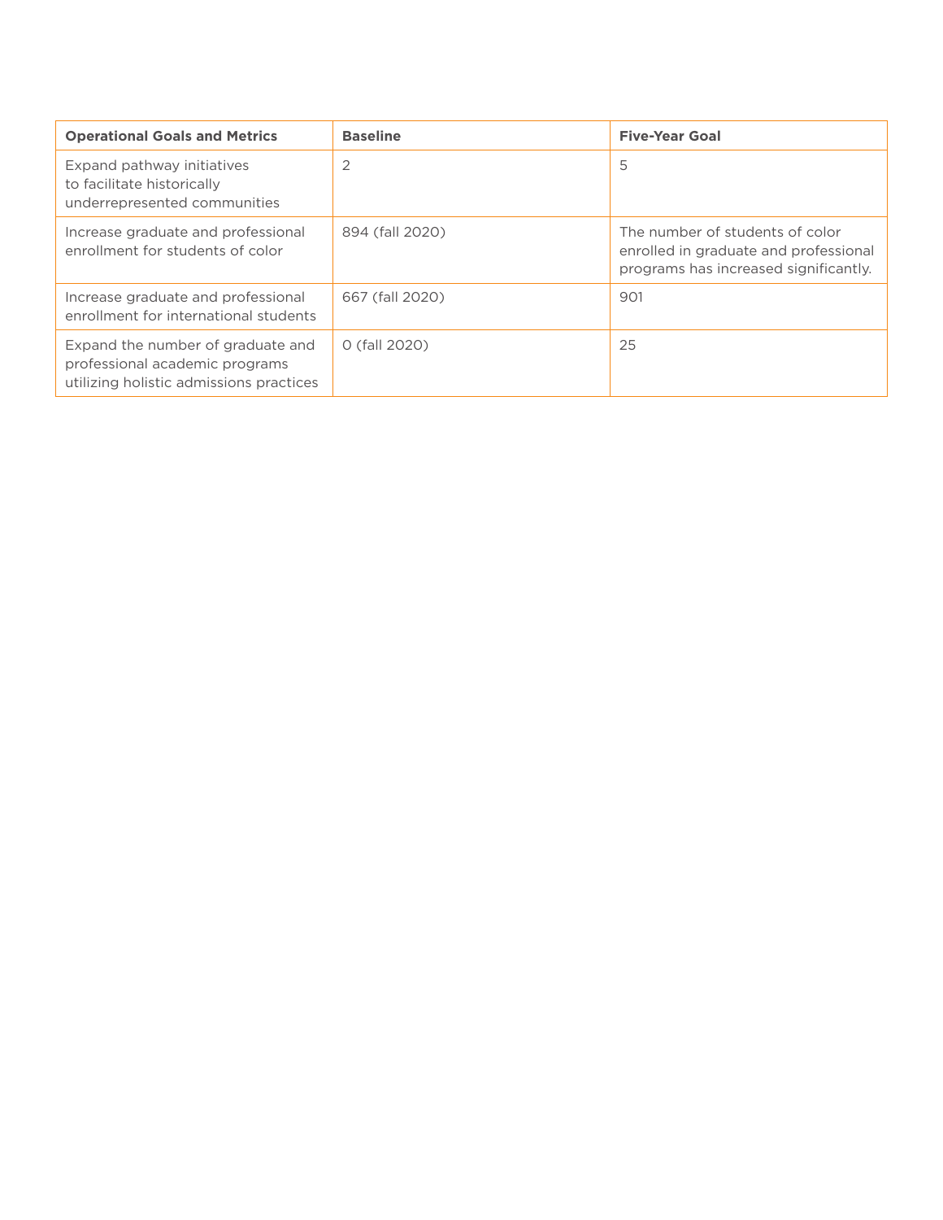| Operational Goals and Metrics | Baseline | Five-Year Goal |
| --- | --- | --- |
| Expand pathway initiatives to facilitate historically underrepresented communities | 2 | 5 |
| Increase graduate and professional enrollment for students of color | 894 (fall 2020) | The number of students of color enrolled in graduate and professional programs has increased significantly. |
| Increase graduate and professional enrollment for international students | 667 (fall 2020) | 901 |
| Expand the number of graduate and professional academic programs utilizing holistic admissions practices | 0 (fall 2020) | 25 |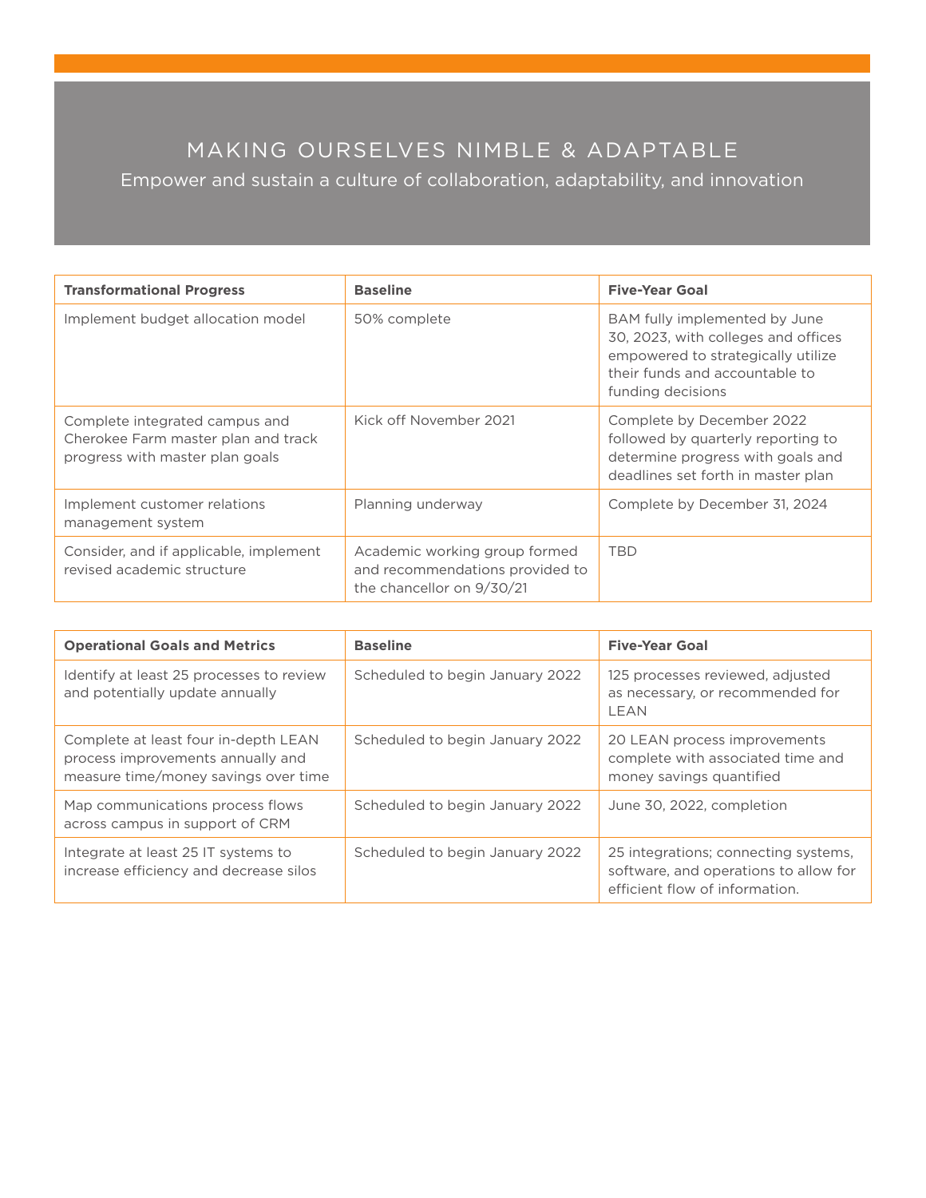# MAKING OURSELVES NIMBLE & ADAPTABLE

Empower and sustain a culture of collaboration, adaptability, and innovation

| Transformational Progress | Baseline | Five-Year Goal |
|---|---|---|
| Implement budget allocation model | 50% complete | BAM fully implemented by June 30, 2023, with colleges and offices empowered to strategically utilize their funds and accountable to funding decisions |
| Complete integrated campus and Cherokee Farm master plan and track progress with master plan goals | Kick off November 2021 | Complete by December 2022 followed by quarterly reporting to determine progress with goals and deadlines set forth in master plan |
| Implement customer relations management system | Planning underway | Complete by December 31, 2024 |
| Consider, and if applicable, implement revised academic structure | Academic working group formed and recommendations provided to the chancellor on 9/30/21 | TBD |

| Operational Goals and Metrics | Baseline | Five-Year Goal |
|---|---|---|
| Identify at least 25 processes to review and potentially update annually | Scheduled to begin January 2022 | 125 processes reviewed, adjusted as necessary, or recommended for LEAN |
| Complete at least four in-depth LEAN process improvements annually and measure time/money savings over time | Scheduled to begin January 2022 | 20 LEAN process improvements complete with associated time and money savings quantified |
| Map communications process flows across campus in support of CRM | Scheduled to begin January 2022 | June 30, 2022, completion |
| Integrate at least 25 IT systems to increase efficiency and decrease silos | Scheduled to begin January 2022 | 25 integrations; connecting systems, software, and operations to allow for efficient flow of information. |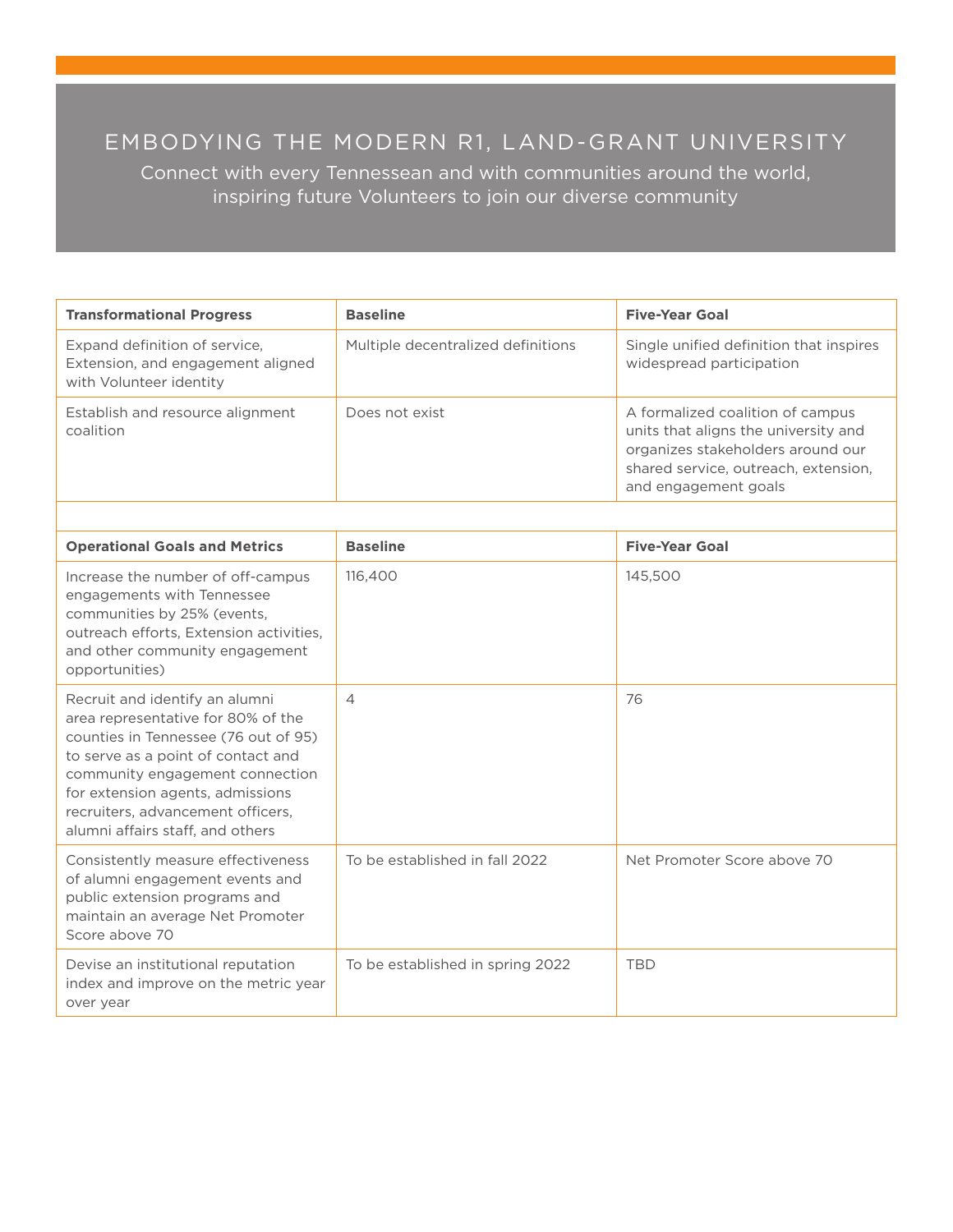# EMBODYING THE MODERN R1, LAND-GRANT UNIVERSITY

Connect with every Tennessean and with communities around the world, inspiring future Volunteers to join our diverse community

| Transformational Progress | Baseline | Five-Year Goal |
| --- | --- | --- |
| Expand definition of service, Extension, and engagement aligned with Volunteer identity | Multiple decentralized definitions | Single unified definition that inspires widespread participation |
| Establish and resource alignment coalition | Does not exist | A formalized coalition of campus units that aligns the university and organizes stakeholders around our shared service, outreach, extension, and engagement goals |

| Operational Goals and Metrics | Baseline | Five-Year Goal |
| --- | --- | --- |
| Increase the number of off-campus engagements with Tennessee communities by 25% (events, outreach efforts, Extension activities, and other community engagement opportunities) | 116,400 | 145,500 |
| Recruit and identify an alumni area representative for 80% of the counties in Tennessee (76 out of 95) to serve as a point of contact and community engagement connection for extension agents, admissions recruiters, advancement officers, alumni affairs staff, and others | 4 | 76 |
| Consistently measure effectiveness of alumni engagement events and public extension programs and maintain an average Net Promoter Score above 70 | To be established in fall 2022 | Net Promoter Score above 70 |
| Devise an institutional reputation index and improve on the metric year over year | To be established in spring 2022 | TBD |